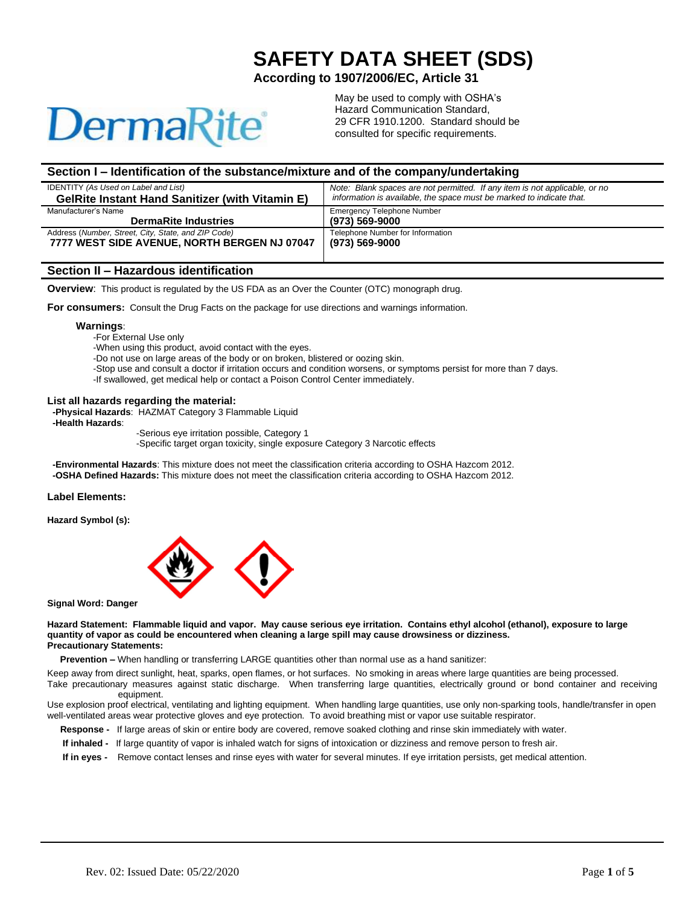# SAFETY DATA SHEET (SDS)

**According to 1907/2006/EC, Article 31**

DermaRite

May be used to comply with OSHA's Hazard Communication Standard, 29 CFR 1910.1200. Standard should be consulted for specific requirements.

## Section I – Identification of the substance/mixture and of the company/undertaking

| IDENTITY *(As Used on Label and List)* **GelRite Instant Hand Sanitizer (with Vitamin E)** | *Note: Blank spaces are not permitted. If any item is not applicable, or no information is available, the space must be marked to indicate that.* |
|---|---|
| Manufacturer's Name **DermaRite Industries** | Emergency Telephone Number **(973) 569-9000** |
| Address (*Number, Street, City, State, and ZIP Code)* **7777 WEST SIDE AVENUE, NORTH BERGEN NJ 07047** | Telephone Number for Information **(973) 569-9000** |

## Section II – Hazardous identification

**Overview**: This product is regulated by the US FDA as an Over the Counter (OTC) monograph drug.

**For consumers:** Consult the Drug Facts on the package for use directions and warnings information.

**Warnings**:

-For External Use only
-When using this product, avoid contact with the eyes.
-Do not use on large areas of the body or on broken, blistered or oozing skin.
-Stop use and consult a doctor if irritation occurs and condition worsens, or symptoms persist for more than 7 days.
-If swallowed, get medical help or contact a Poison Control Center immediately.

**List all hazards regarding the material:**

**-Physical Hazards**: HAZMAT Category 3 Flammable Liquid
**-Health Hazards**:
-Serious eye irritation possible, Category 1
-Specific target organ toxicity, single exposure Category 3 Narcotic effects

**-Environmental Hazards**: This mixture does not meet the classification criteria according to OSHA Hazcom 2012.
**-OSHA Defined Hazards:** This mixture does not meet the classification criteria according to OSHA Hazcom 2012.

**Label Elements:**

**Hazard Symbol (s):**

**Signal Word: Danger**

**Hazard Statement: Flammable liquid and vapor. May cause serious eye irritation. Contains ethyl alcohol (ethanol), exposure to large quantity of vapor as could be encountered when cleaning a large spill may cause drowsiness or dizziness.**
**Precautionary Statements:**

**Prevention –** When handling or transferring LARGE quantities other than normal use as a hand sanitizer:

Keep away from direct sunlight, heat, sparks, open flames, or hot surfaces. No smoking in areas where large quantities are being processed.
Take precautionary measures against static discharge. When transferring large quantities, electrically ground or bond container and receiving equipment.
Use explosion proof electrical, ventilating and lighting equipment. When handling large quantities, use only non-sparking tools, handle/transfer in open well-ventilated areas wear protective gloves and eye protection. To avoid breathing mist or vapor use suitable respirator.

**Response -** If large areas of skin or entire body are covered, remove soaked clothing and rinse skin immediately with water.

**If inhaled -** If large quantity of vapor is inhaled watch for signs of intoxication or dizziness and remove person to fresh air.

**If in eyes -** Remove contact lenses and rinse eyes with water for several minutes. If eye irritation persists, get medical attention.

Rev. 02: Issued Date: 05/22/2020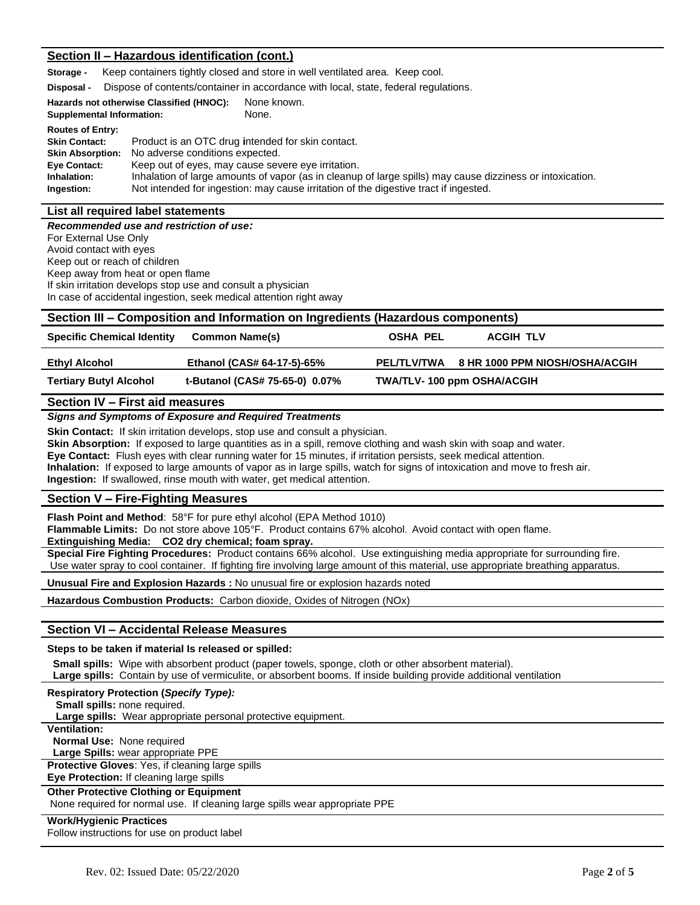## Section II – Hazardous identification (cont.)

**Storage -** Keep containers tightly closed and store in well ventilated area. Keep cool.

**Disposal -** Dispose of contents/container in accordance with local, state, federal regulations.

**Hazards not otherwise Classified (HNOC):** None known.
**Supplemental Information:** None.

**Routes of Entry:**
**Skin Contact:** Product is an OTC drug intended for skin contact.
**Skin Absorption:** No adverse conditions expected.
**Eye Contact:** Keep out of eyes, may cause severe eye irritation.
**Inhalation:** Inhalation of large amounts of vapor (as in cleanup of large spills) may cause dizziness or intoxication.
**Ingestion:** Not intended for ingestion: may cause irritation of the digestive tract if ingested.

## List all required label statements

***Recommended use and restriction of use:***
For External Use Only
Avoid contact with eyes
Keep out or reach of children
Keep away from heat or open flame
If skin irritation develops stop use and consult a physician
In case of accidental ingestion, seek medical attention right away

## Section III – Composition and Information on Ingredients (Hazardous components)

| Specific Chemical Identity | Common Name(s) | OSHA PEL | ACGIH TLV |
|---|---|---|---|
| Ethyl Alcohol | Ethanol (CAS# 64-17-5)-65% | PEL/TLV/TWA | 8 HR 1000 PPM NIOSH/OSHA/ACGIH |
| Tertiary Butyl Alcohol | t-Butanol (CAS# 75-65-0) 0.07% | TWA/TLV- 100 ppm OSHA/ACGIH | |

## Section IV – First aid measures

***Signs and Symptoms of Exposure and Required Treatments***

**Skin Contact:** If skin irritation develops, stop use and consult a physician.
**Skin Absorption:** If exposed to large quantities as in a spill, remove clothing and wash skin with soap and water.
**Eye Contact:** Flush eyes with clear running water for 15 minutes, if irritation persists, seek medical attention.
**Inhalation:** If exposed to large amounts of vapor as in large spills, watch for signs of intoxication and move to fresh air.
**Ingestion:** If swallowed, rinse mouth with water, get medical attention.

## Section V – Fire-Fighting Measures

**Flash Point and Method**: 58°F for pure ethyl alcohol (EPA Method 1010)
**Flammable Limits:** Do not store above 105°F. Product contains 67% alcohol. Avoid contact with open flame.
**Extinguishing Media: CO2 dry chemical; foam spray.**

**Special Fire Fighting Procedures:** Product contains 66% alcohol. Use extinguishing media appropriate for surrounding fire. Use water spray to cool container. If fighting fire involving large amount of this material, use appropriate breathing apparatus.

**Unusual Fire and Explosion Hazards :** No unusual fire or explosion hazards noted

**Hazardous Combustion Products:** Carbon dioxide, Oxides of Nitrogen (NOx)

## Section VI – Accidental Release Measures

**Steps to be taken if material Is released or spilled:**

**Small spills:** Wipe with absorbent product (paper towels, sponge, cloth or other absorbent material).
**Large spills:** Contain by use of vermiculite, or absorbent booms. If inside building provide additional ventilation

**Respiratory Protection (*Specify Type):***
**Small spills:** none required.
**Large spills:** Wear appropriate personal protective equipment.

**Ventilation:**
**Normal Use:** None required
**Large Spills:** wear appropriate PPE

**Protective Gloves**: Yes, if cleaning large spills
**Eye Protection:** If cleaning large spills

**Other Protective Clothing or Equipment**
None required for normal use. If cleaning large spills wear appropriate PPE

**Work/Hygienic Practices**
Follow instructions for use on product label

Rev. 02: Issued Date: 05/22/2020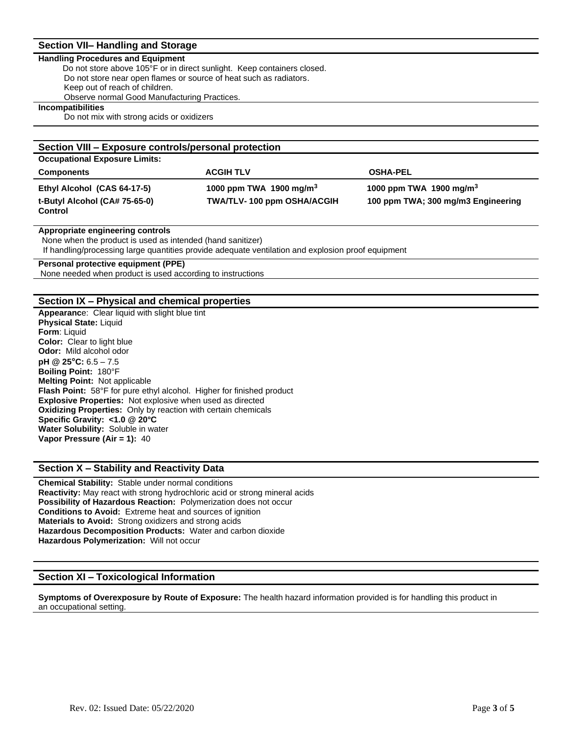## Section VII– Handling and Storage

**Handling Procedures and Equipment**

Do not store above 105°F or in direct sunlight. Keep containers closed.
Do not store near open flames or source of heat such as radiators.
Keep out of reach of children.
Observe normal Good Manufacturing Practices.

**Incompatibilities**

Do not mix with strong acids or oxidizers

## Section VIII – Exposure controls/personal protection

**Occupational Exposure Limits:**

| Components | ACGIH TLV | OSHA-PEL |
|---|---|---|
| **Ethyl Alcohol (CAS 64-17-5)** | **1000 ppm TWA 1900 mg/m$^3$** | **1000 ppm TWA 1900 mg/m$^3$** |
| **t-Butyl Alcohol (CA# 75-65-0) Control** | **TWA/TLV- 100 ppm OSHA/ACGIH** | **100 ppm TWA; 300 mg/m3 Engineering** |

**Appropriate engineering controls**

None when the product is used as intended (hand sanitizer)
If handling/processing large quantities provide adequate ventilation and explosion proof equipment

**Personal protective equipment (PPE)**

None needed when product is used according to instructions

## Section IX – Physical and chemical properties

**Appearance**: Clear liquid with slight blue tint
**Physical State:** Liquid
**Form**: Liquid
**Color:** Clear to light blue
**Odor:** Mild alcohol odor
**pH @ 25°C:** 6.5 – 7.5
**Boiling Point:** 180°F
**Melting Point:** Not applicable
**Flash Point:** 58°F for pure ethyl alcohol. Higher for finished product
**Explosive Properties:** Not explosive when used as directed
**Oxidizing Properties:** Only by reaction with certain chemicals
**Specific Gravity: <1.0 @ 20°C**
**Water Solubility:** Soluble in water
**Vapor Pressure (Air = 1):** 40

## Section X – Stability and Reactivity Data

**Chemical Stability:** Stable under normal conditions
**Reactivity:** May react with strong hydrochloric acid or strong mineral acids
**Possibility of Hazardous Reaction:** Polymerization does not occur
**Conditions to Avoid:** Extreme heat and sources of ignition
**Materials to Avoid:** Strong oxidizers and strong acids
**Hazardous Decomposition Products:** Water and carbon dioxide
**Hazardous Polymerization:** Will not occur

## Section XI – Toxicological Information

**Symptoms of Overexposure by Route of Exposure:** The health hazard information provided is for handling this product in an occupational setting.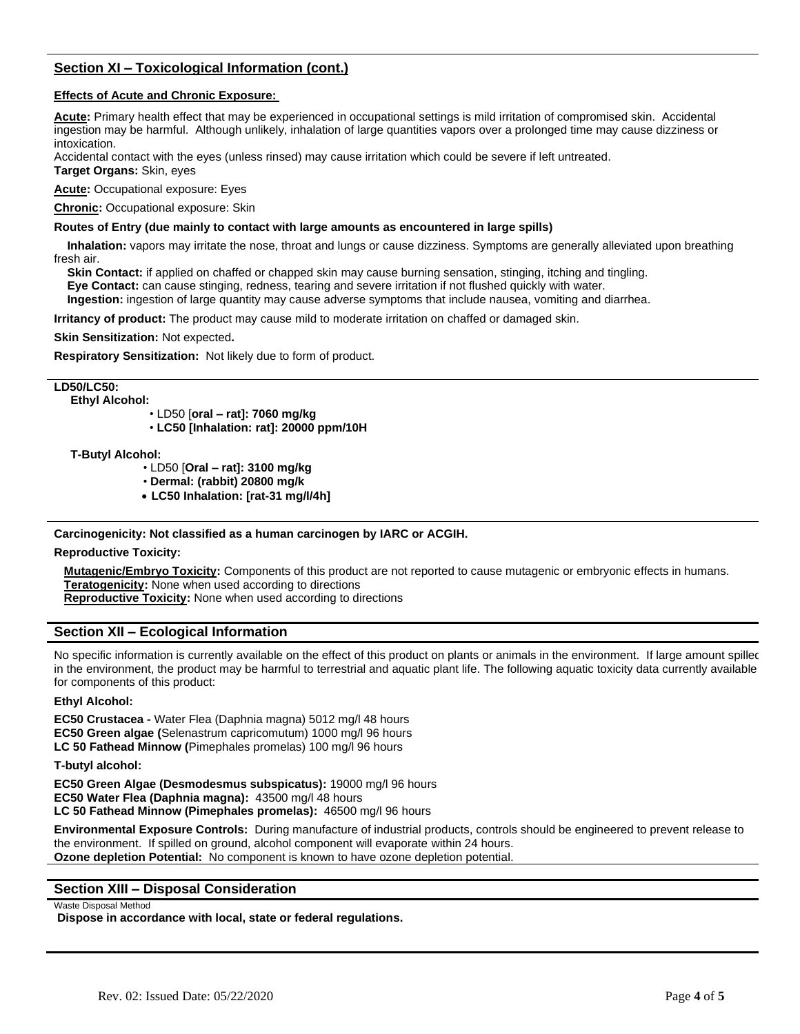## Section XI – Toxicological Information (cont.)

**Effects of Acute and Chronic Exposure:**

**Acute:** Primary health effect that may be experienced in occupational settings is mild irritation of compromised skin. Accidental ingestion may be harmful. Although unlikely, inhalation of large quantities vapors over a prolonged time may cause dizziness or intoxication.

Accidental contact with the eyes (unless rinsed) may cause irritation which could be severe if left untreated.

**Target Organs:** Skin, eyes

**Acute:** Occupational exposure: Eyes

**Chronic:** Occupational exposure: Skin

**Routes of Entry (due mainly to contact with large amounts as encountered in large spills)**

**Inhalation:** vapors may irritate the nose, throat and lungs or cause dizziness. Symptoms are generally alleviated upon breathing fresh air.

**Skin Contact:** if applied on chaffed or chapped skin may cause burning sensation, stinging, itching and tingling.

**Eye Contact:** can cause stinging, redness, tearing and severe irritation if not flushed quickly with water.

**Ingestion:** ingestion of large quantity may cause adverse symptoms that include nausea, vomiting and diarrhea.

**Irritancy of product:** The product may cause mild to moderate irritation on chaffed or damaged skin.

**Skin Sensitization:** Not expected**.**

**Respiratory Sensitization:** Not likely due to form of product.

**LD50/LC50:**

**Ethyl Alcohol:**

- LD50 [**oral – rat]: 7060 mg/kg**
- **LC50 [Inhalation: rat]: 20000 ppm/10H**

**T-Butyl Alcohol:**

- LD50 [**Oral – rat]: 3100 mg/kg**
- **Dermal: (rabbit) 20800 mg/k**
- **LC50 Inhalation: [rat-31 mg/l/4h]**

**Carcinogenicity: Not classified as a human carcinogen by IARC or ACGIH.**

**Reproductive Toxicity:**

**Mutagenic/Embryo Toxicity:** Components of this product are not reported to cause mutagenic or embryonic effects in humans.

**Teratogenicity:** None when used according to directions

**Reproductive Toxicity:** None when used according to directions

## Section XII – Ecological Information

No specific information is currently available on the effect of this product on plants or animals in the environment. If large amount spilled in the environment, the product may be harmful to terrestrial and aquatic plant life. The following aquatic toxicity data currently available for components of this product:

**Ethyl Alcohol:**

**EC50 Crustacea -** Water Flea (Daphnia magna) 5012 mg/l 48 hours
**EC50 Green algae (**Selenastrum capricomutum) 1000 mg/l 96 hours
**LC 50 Fathead Minnow (**Pimephales promelas) 100 mg/l 96 hours

**T-butyl alcohol:**

**EC50 Green Algae (Desmodesmus subspicatus):** 19000 mg/l 96 hours
**EC50 Water Flea (Daphnia magna):** 43500 mg/l 48 hours
**LC 50 Fathead Minnow (Pimephales promelas):** 46500 mg/l 96 hours

**Environmental Exposure Controls:** During manufacture of industrial products, controls should be engineered to prevent release to the environment. If spilled on ground, alcohol component will evaporate within 24 hours.

**Ozone depletion Potential:** No component is known to have ozone depletion potential.

## Section XIII – Disposal Consideration

Waste Disposal Method

**Dispose in accordance with local, state or federal regulations.**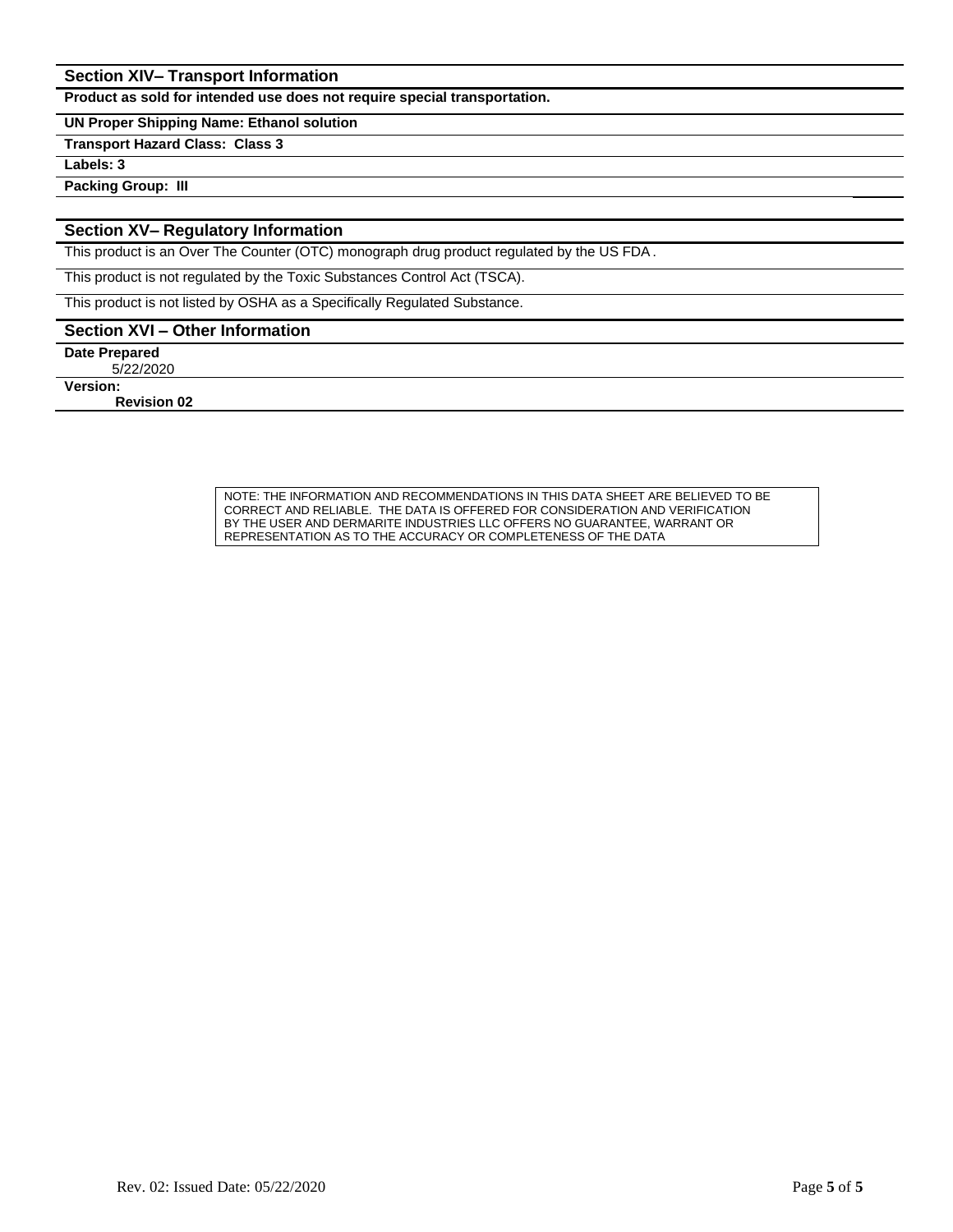## Section XIV– Transport Information

**Product as sold for intended use does not require special transportation.**

**UN Proper Shipping Name: Ethanol solution**

**Transport Hazard Class: Class 3**

**Labels: 3**

**Packing Group: III**

## Section XV– Regulatory Information

This product is an Over The Counter (OTC) monograph drug product regulated by the US FDA.

This product is not regulated by the Toxic Substances Control Act (TSCA).

This product is not listed by OSHA as a Specifically Regulated Substance.

## Section XVI – Other Information

**Date Prepared**
5/22/2020

**Version:**
**Revision 02**

NOTE: THE INFORMATION AND RECOMMENDATIONS IN THIS DATA SHEET ARE BELIEVED TO BE CORRECT AND RELIABLE. THE DATA IS OFFERED FOR CONSIDERATION AND VERIFICATION BY THE USER AND DERMARITE INDUSTRIES LLC OFFERS NO GUARANTEE, WARRANT OR REPRESENTATION AS TO THE ACCURACY OR COMPLETENESS OF THE DATA